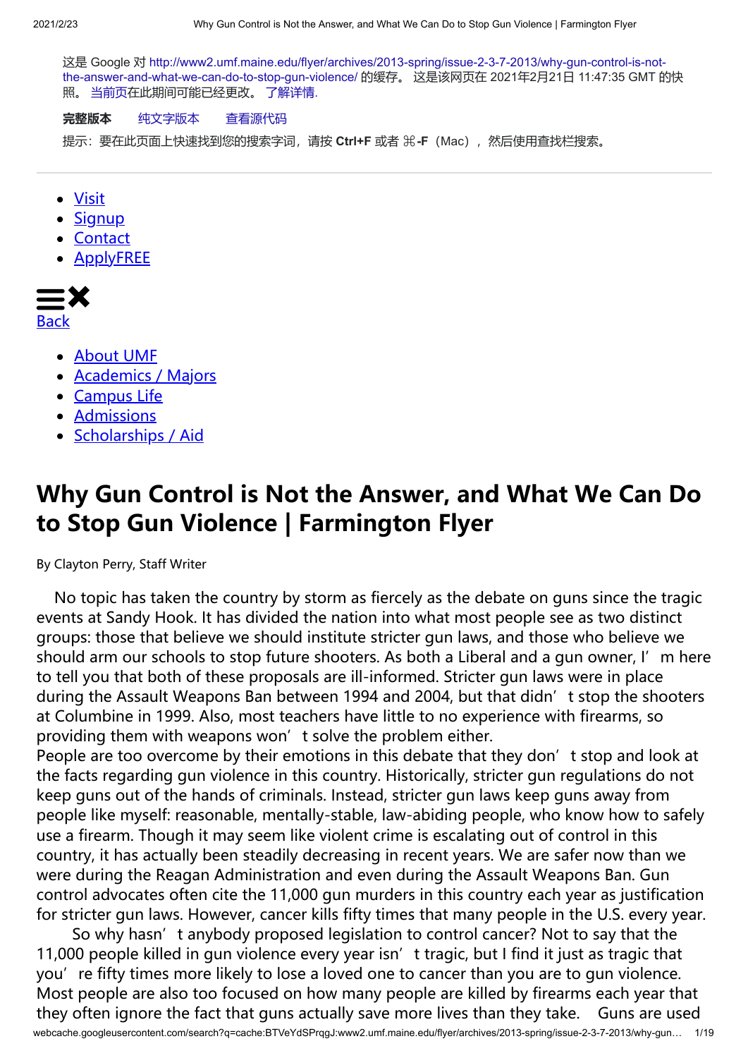这是 Google 对 http://www2.umf.maine.edu/flyer/archives/2013-spring/issue-2-3-7-2013/why-gun-control-is-not-the-answer-and-what-we-can-do-to-stop-gun-violence/ 的缓存。 这是该网页在 2021年2月21日 11:47:35 GMT 的快照。 当前页在此期间可能已经更改。 了解详情.

**完整版本** 纯文字版本 查看源代码

提示：要在此页面上快速找到您的搜索字词，请按 **Ctrl+F** 或者 ⌘**-F**（Mac），然后使用查找栏搜索。

---

- Visit
- Signup
- Contact
- ApplyFREE

Back

- About UMF
- Academics / Majors
- Campus Life
- Admissions
- Scholarships / Aid

# Why Gun Control is Not the Answer, and What We Can Do to Stop Gun Violence | Farmington Flyer

By Clayton Perry, Staff Writer

No topic has taken the country by storm as fiercely as the debate on guns since the tragic events at Sandy Hook. It has divided the nation into what most people see as two distinct groups: those that believe we should institute stricter gun laws, and those who believe we should arm our schools to stop future shooters. As both a Liberal and a gun owner, I'm here to tell you that both of these proposals are ill-informed. Stricter gun laws were in place during the Assault Weapons Ban between 1994 and 2004, but that didn't stop the shooters at Columbine in 1999. Also, most teachers have little to no experience with firearms, so providing them with weapons won't solve the problem either.

People are too overcome by their emotions in this debate that they don't stop and look at the facts regarding gun violence in this country. Historically, stricter gun regulations do not keep guns out of the hands of criminals. Instead, stricter gun laws keep guns away from people like myself: reasonable, mentally-stable, law-abiding people, who know how to safely use a firearm. Though it may seem like violent crime is escalating out of control in this country, it has actually been steadily decreasing in recent years. We are safer now than we were during the Reagan Administration and even during the Assault Weapons Ban. Gun control advocates often cite the 11,000 gun murders in this country each year as justification for stricter gun laws. However, cancer kills fifty times that many people in the U.S. every year.

So why hasn't anybody proposed legislation to control cancer? Not to say that the 11,000 people killed in gun violence every year isn't tragic, but I find it just as tragic that you're fifty times more likely to lose a loved one to cancer than you are to gun violence. Most people are also too focused on how many people are killed by firearms each year that they often ignore the fact that guns actually save more lives than they take. Guns are used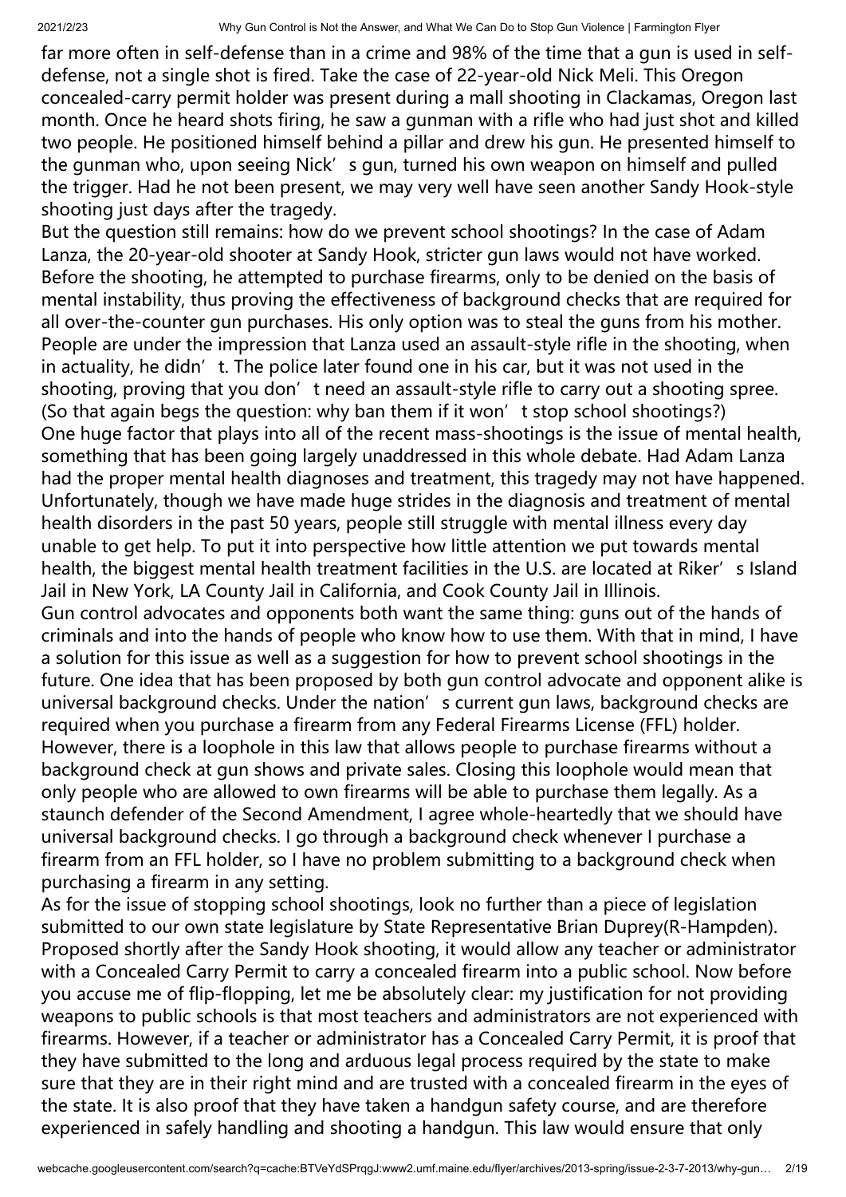far more often in self-defense than in a crime and 98% of the time that a gun is used in self-defense, not a single shot is fired. Take the case of 22-year-old Nick Meli. This Oregon concealed-carry permit holder was present during a mall shooting in Clackamas, Oregon last month. Once he heard shots firing, he saw a gunman with a rifle who had just shot and killed two people. He positioned himself behind a pillar and drew his gun. He presented himself to the gunman who, upon seeing Nick's gun, turned his own weapon on himself and pulled the trigger. Had he not been present, we may very well have seen another Sandy Hook-style shooting just days after the tragedy.

But the question still remains: how do we prevent school shootings? In the case of Adam Lanza, the 20-year-old shooter at Sandy Hook, stricter gun laws would not have worked. Before the shooting, he attempted to purchase firearms, only to be denied on the basis of mental instability, thus proving the effectiveness of background checks that are required for all over-the-counter gun purchases. His only option was to steal the guns from his mother. People are under the impression that Lanza used an assault-style rifle in the shooting, when in actuality, he didn't. The police later found one in his car, but it was not used in the shooting, proving that you don't need an assault-style rifle to carry out a shooting spree. (So that again begs the question: why ban them if it won't stop school shootings?)

One huge factor that plays into all of the recent mass-shootings is the issue of mental health, something that has been going largely unaddressed in this whole debate. Had Adam Lanza had the proper mental health diagnoses and treatment, this tragedy may not have happened. Unfortunately, though we have made huge strides in the diagnosis and treatment of mental health disorders in the past 50 years, people still struggle with mental illness every day unable to get help. To put it into perspective how little attention we put towards mental health, the biggest mental health treatment facilities in the U.S. are located at Riker's Island Jail in New York, LA County Jail in California, and Cook County Jail in Illinois.

Gun control advocates and opponents both want the same thing: guns out of the hands of criminals and into the hands of people who know how to use them. With that in mind, I have a solution for this issue as well as a suggestion for how to prevent school shootings in the future. One idea that has been proposed by both gun control advocate and opponent alike is universal background checks. Under the nation's current gun laws, background checks are required when you purchase a firearm from any Federal Firearms License (FFL) holder. However, there is a loophole in this law that allows people to purchase firearms without a background check at gun shows and private sales. Closing this loophole would mean that only people who are allowed to own firearms will be able to purchase them legally. As a staunch defender of the Second Amendment, I agree whole-heartedly that we should have universal background checks. I go through a background check whenever I purchase a firearm from an FFL holder, so I have no problem submitting to a background check when purchasing a firearm in any setting.

As for the issue of stopping school shootings, look no further than a piece of legislation submitted to our own state legislature by State Representative Brian Duprey(R-Hampden). Proposed shortly after the Sandy Hook shooting, it would allow any teacher or administrator with a Concealed Carry Permit to carry a concealed firearm into a public school. Now before you accuse me of flip-flopping, let me be absolutely clear: my justification for not providing weapons to public schools is that most teachers and administrators are not experienced with firearms. However, if a teacher or administrator has a Concealed Carry Permit, it is proof that they have submitted to the long and arduous legal process required by the state to make sure that they are in their right mind and are trusted with a concealed firearm in the eyes of the state. It is also proof that they have taken a handgun safety course, and are therefore experienced in safely handling and shooting a handgun. This law would ensure that only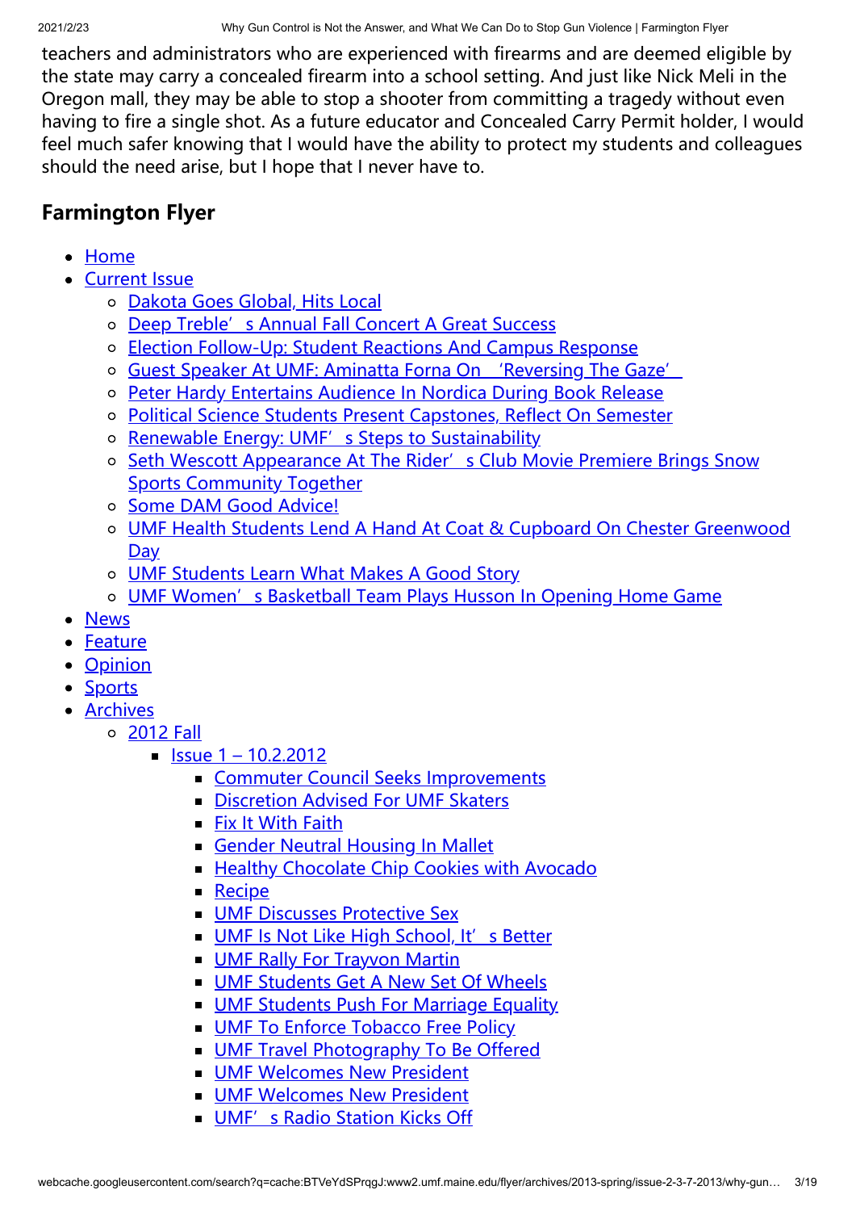teachers and administrators who are experienced with firearms and are deemed eligible by the state may carry a concealed firearm into a school setting. And just like Nick Meli in the Oregon mall, they may be able to stop a shooter from committing a tragedy without even having to fire a single shot. As a future educator and Concealed Carry Permit holder, I would feel much safer knowing that I would have the ability to protect my students and colleagues should the need arise, but I hope that I never have to.

## Farmington Flyer

- Home
- Current Issue
  - Dakota Goes Global, Hits Local
  - Deep Treble's Annual Fall Concert A Great Success
  - Election Follow-Up: Student Reactions And Campus Response
  - Guest Speaker At UMF: Aminatta Forna On 'Reversing The Gaze'
  - Peter Hardy Entertains Audience In Nordica During Book Release
  - Political Science Students Present Capstones, Reflect On Semester
  - Renewable Energy: UMF's Steps to Sustainability
  - Seth Wescott Appearance At The Rider's Club Movie Premiere Brings Snow Sports Community Together
  - Some DAM Good Advice!
  - UMF Health Students Lend A Hand At Coat & Cupboard On Chester Greenwood Day
  - UMF Students Learn What Makes A Good Story
  - UMF Women's Basketball Team Plays Husson In Opening Home Game
- News
- Feature
- Opinion
- Sports
- Archives
  - 2012 Fall
    - Issue 1 – 10.2.2012
      - Commuter Council Seeks Improvements
      - Discretion Advised For UMF Skaters
      - Fix It With Faith
      - Gender Neutral Housing In Mallet
      - Healthy Chocolate Chip Cookies with Avocado
      - Recipe
      - UMF Discusses Protective Sex
      - UMF Is Not Like High School, It's Better
      - UMF Rally For Trayvon Martin
      - UMF Students Get A New Set Of Wheels
      - UMF Students Push For Marriage Equality
      - UMF To Enforce Tobacco Free Policy
      - UMF Travel Photography To Be Offered
      - UMF Welcomes New President
      - UMF Welcomes New President
      - UMF's Radio Station Kicks Off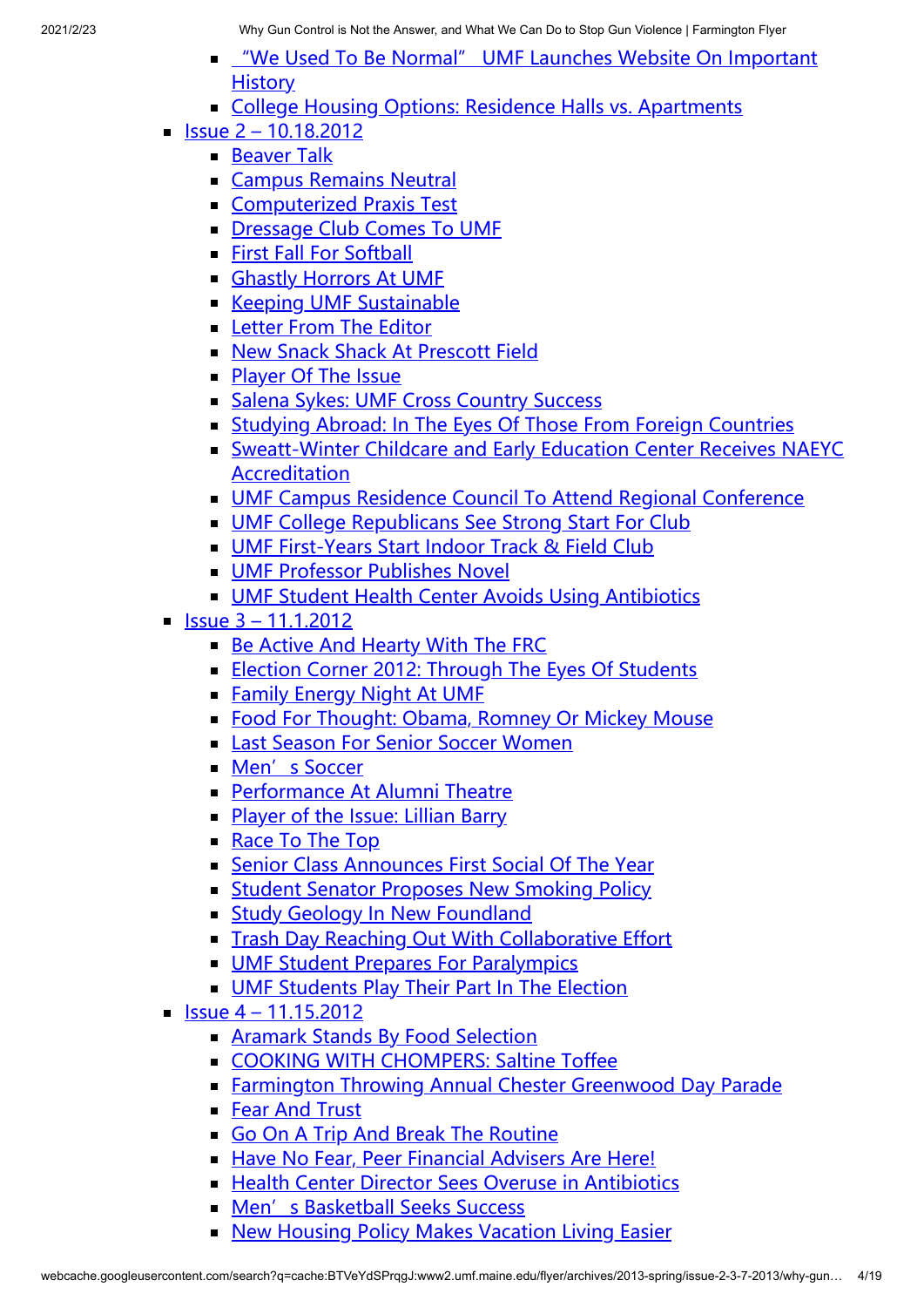- "We Used To Be Normal" UMF Launches Website On Important History
- College Housing Options: Residence Halls vs. Apartments
- Issue 2 – 10.18.2012
  - Beaver Talk
  - Campus Remains Neutral
  - Computerized Praxis Test
  - Dressage Club Comes To UMF
  - First Fall For Softball
  - Ghastly Horrors At UMF
  - Keeping UMF Sustainable
  - Letter From The Editor
  - New Snack Shack At Prescott Field
  - Player Of The Issue
  - Salena Sykes: UMF Cross Country Success
  - Studying Abroad: In The Eyes Of Those From Foreign Countries
  - Sweatt-Winter Childcare and Early Education Center Receives NAEYC Accreditation
  - UMF Campus Residence Council To Attend Regional Conference
  - UMF College Republicans See Strong Start For Club
  - UMF First-Years Start Indoor Track & Field Club
  - UMF Professor Publishes Novel
  - UMF Student Health Center Avoids Using Antibiotics
- Issue 3 – 11.1.2012
  - Be Active And Hearty With The FRC
  - Election Corner 2012: Through The Eyes Of Students
  - Family Energy Night At UMF
  - Food For Thought: Obama, Romney Or Mickey Mouse
  - Last Season For Senior Soccer Women
  - Men's Soccer
  - Performance At Alumni Theatre
  - Player of the Issue: Lillian Barry
  - Race To The Top
  - Senior Class Announces First Social Of The Year
  - Student Senator Proposes New Smoking Policy
  - Study Geology In New Foundland
  - Trash Day Reaching Out With Collaborative Effort
  - UMF Student Prepares For Paralympics
  - UMF Students Play Their Part In The Election
- Issue 4 – 11.15.2012
  - Aramark Stands By Food Selection
  - COOKING WITH CHOMPERS: Saltine Toffee
  - Farmington Throwing Annual Chester Greenwood Day Parade
  - Fear And Trust
  - Go On A Trip And Break The Routine
  - Have No Fear, Peer Financial Advisers Are Here!
  - Health Center Director Sees Overuse in Antibiotics
  - Men's Basketball Seeks Success
  - New Housing Policy Makes Vacation Living Easier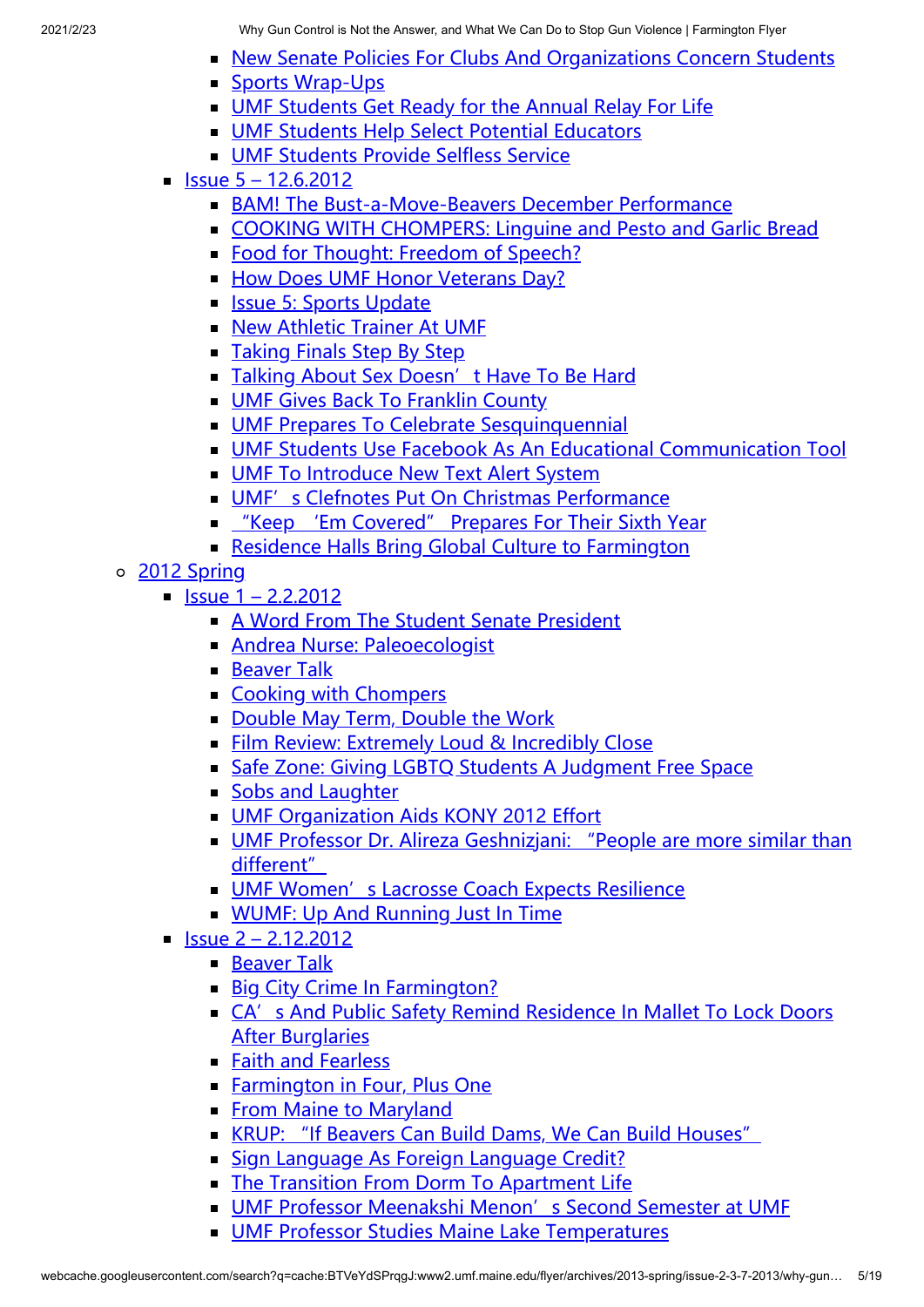- New Senate Policies For Clubs And Organizations Concern Students
        - Sports Wrap-Ups
        - UMF Students Get Ready for the Annual Relay For Life
        - UMF Students Help Select Potential Educators
        - UMF Students Provide Selfless Service
    - Issue 5 – 12.6.2012
        - BAM! The Bust-a-Move-Beavers December Performance
        - COOKING WITH CHOMPERS: Linguine and Pesto and Garlic Bread
        - Food for Thought: Freedom of Speech?
        - How Does UMF Honor Veterans Day?
        - Issue 5: Sports Update
        - New Athletic Trainer At UMF
        - Taking Finals Step By Step
        - Talking About Sex Doesn' t Have To Be Hard
        - UMF Gives Back To Franklin County
        - UMF Prepares To Celebrate Sesquinquennial
        - UMF Students Use Facebook As An Educational Communication Tool
        - UMF To Introduce New Text Alert System
        - UMF' s Clefnotes Put On Christmas Performance
        - "Keep 'Em Covered" Prepares For Their Sixth Year
        - Residence Halls Bring Global Culture to Farmington
- 2012 Spring
    - Issue 1 – 2.2.2012
        - A Word From The Student Senate President
        - Andrea Nurse: Paleoecologist
        - Beaver Talk
        - Cooking with Chompers
        - Double May Term, Double the Work
        - Film Review: Extremely Loud & Incredibly Close
        - Safe Zone: Giving LGBTQ Students A Judgment Free Space
        - Sobs and Laughter
        - UMF Organization Aids KONY 2012 Effort
        - UMF Professor Dr. Alireza Geshnizjani: "People are more similar than different"
        - UMF Women' s Lacrosse Coach Expects Resilience
        - WUMF: Up And Running Just In Time
    - Issue 2 – 2.12.2012
        - Beaver Talk
        - Big City Crime In Farmington?
        - CA' s And Public Safety Remind Residence In Mallet To Lock Doors After Burglaries
        - Faith and Fearless
        - Farmington in Four, Plus One
        - From Maine to Maryland
        - KRUP: "If Beavers Can Build Dams, We Can Build Houses"
        - Sign Language As Foreign Language Credit?
        - The Transition From Dorm To Apartment Life
        - UMF Professor Meenakshi Menon' s Second Semester at UMF
        - UMF Professor Studies Maine Lake Temperatures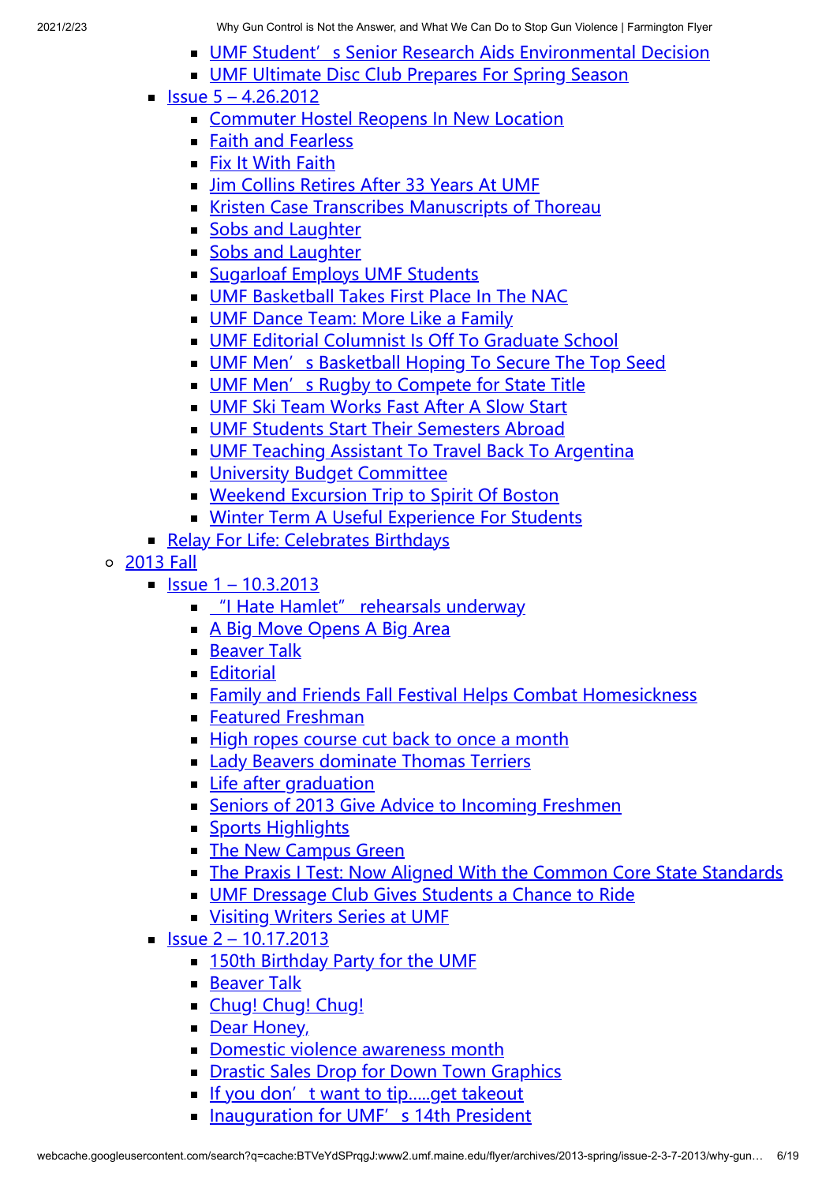- UMF Student' s Senior Research Aids Environmental Decision
        - UMF Ultimate Disc Club Prepares For Spring Season
    - Issue 5 – 4.26.2012
        - Commuter Hostel Reopens In New Location
        - Faith and Fearless
        - Fix It With Faith
        - Jim Collins Retires After 33 Years At UMF
        - Kristen Case Transcribes Manuscripts of Thoreau
        - Sobs and Laughter
        - Sobs and Laughter
        - Sugarloaf Employs UMF Students
        - UMF Basketball Takes First Place In The NAC
        - UMF Dance Team: More Like a Family
        - UMF Editorial Columnist Is Off To Graduate School
        - UMF Men' s Basketball Hoping To Secure The Top Seed
        - UMF Men' s Rugby to Compete for State Title
        - UMF Ski Team Works Fast After A Slow Start
        - UMF Students Start Their Semesters Abroad
        - UMF Teaching Assistant To Travel Back To Argentina
        - University Budget Committee
        - Weekend Excursion Trip to Spirit Of Boston
        - Winter Term A Useful Experience For Students
    - Relay For Life: Celebrates Birthdays
- 2013 Fall
    - Issue 1 – 10.3.2013
        - "I Hate Hamlet" rehearsals underway
        - A Big Move Opens A Big Area
        - Beaver Talk
        - Editorial
        - Family and Friends Fall Festival Helps Combat Homesickness
        - Featured Freshman
        - High ropes course cut back to once a month
        - Lady Beavers dominate Thomas Terriers
        - Life after graduation
        - Seniors of 2013 Give Advice to Incoming Freshmen
        - Sports Highlights
        - The New Campus Green
        - The Praxis I Test: Now Aligned With the Common Core State Standards
        - UMF Dressage Club Gives Students a Chance to Ride
        - Visiting Writers Series at UMF
    - Issue 2 – 10.17.2013
        - 150th Birthday Party for the UMF
        - Beaver Talk
        - Chug! Chug! Chug!
        - Dear Honey,
        - Domestic violence awareness month
        - Drastic Sales Drop for Down Town Graphics
        - If you don' t want to tip.....get takeout
        - Inauguration for UMF' s 14th President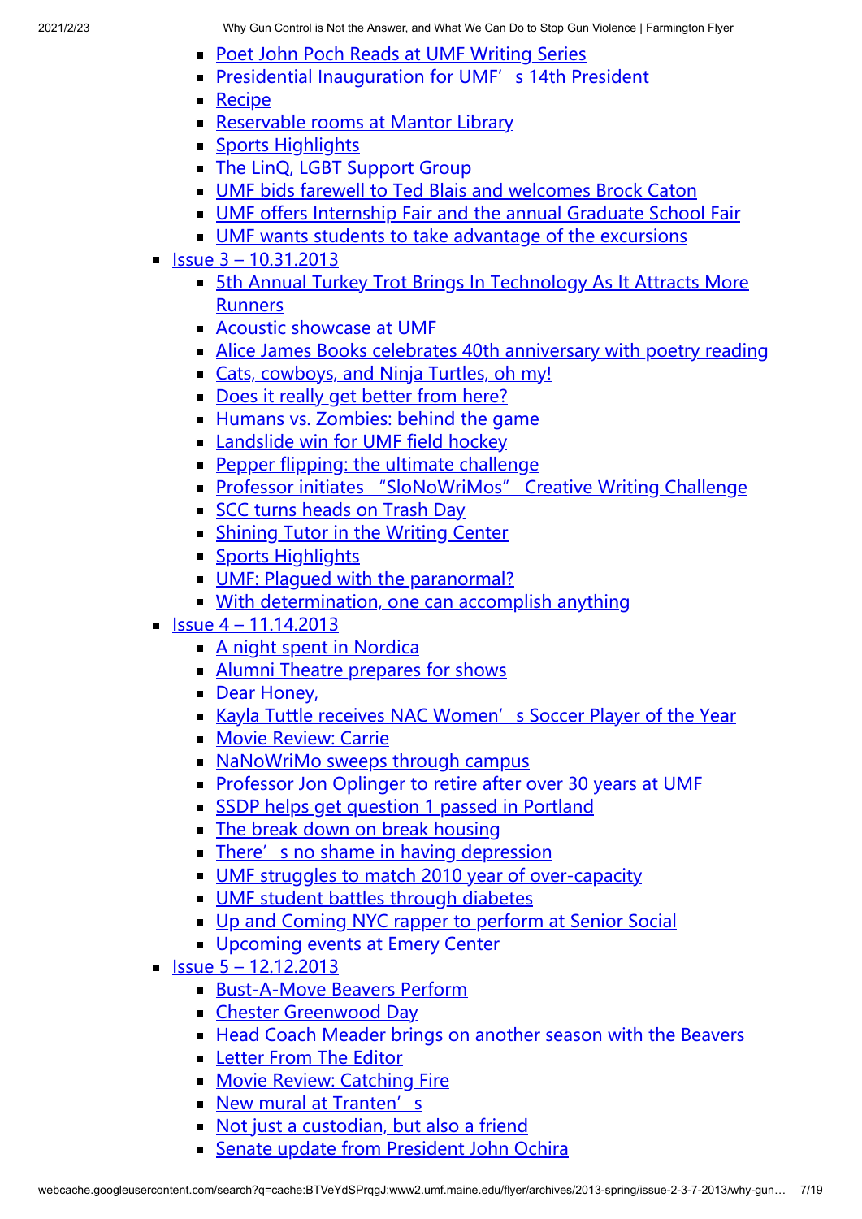- Poet John Poch Reads at UMF Writing Series
- Presidential Inauguration for UMF’ s 14th President
- Recipe
- Reservable rooms at Mantor Library
- Sports Highlights
- The LinQ, LGBT Support Group
- UMF bids farewell to Ted Blais and welcomes Brock Caton
- UMF offers Internship Fair and the annual Graduate School Fair
- UMF wants students to take advantage of the excursions

- Issue 3 – 10.31.2013
  - 5th Annual Turkey Trot Brings In Technology As It Attracts More Runners
  - Acoustic showcase at UMF
  - Alice James Books celebrates 40th anniversary with poetry reading
  - Cats, cowboys, and Ninja Turtles, oh my!
  - Does it really get better from here?
  - Humans vs. Zombies: behind the game
  - Landslide win for UMF field hockey
  - Pepper flipping: the ultimate challenge
  - Professor initiates "SloNoWriMos" Creative Writing Challenge
  - SCC turns heads on Trash Day
  - Shining Tutor in the Writing Center
  - Sports Highlights
  - UMF: Plagued with the paranormal?
  - With determination, one can accomplish anything
- Issue 4 – 11.14.2013
  - A night spent in Nordica
  - Alumni Theatre prepares for shows
  - Dear Honey,
  - Kayla Tuttle receives NAC Women’ s Soccer Player of the Year
  - Movie Review: Carrie
  - NaNoWriMo sweeps through campus
  - Professor Jon Oplinger to retire after over 30 years at UMF
  - SSDP helps get question 1 passed in Portland
  - The break down on break housing
  - There’ s no shame in having depression
  - UMF struggles to match 2010 year of over-capacity
  - UMF student battles through diabetes
  - Up and Coming NYC rapper to perform at Senior Social
  - Upcoming events at Emery Center
- Issue 5 – 12.12.2013
  - Bust-A-Move Beavers Perform
  - Chester Greenwood Day
  - Head Coach Meader brings on another season with the Beavers
  - Letter From The Editor
  - Movie Review: Catching Fire
  - New mural at Tranten’ s
  - Not just a custodian, but also a friend
  - Senate update from President John Ochira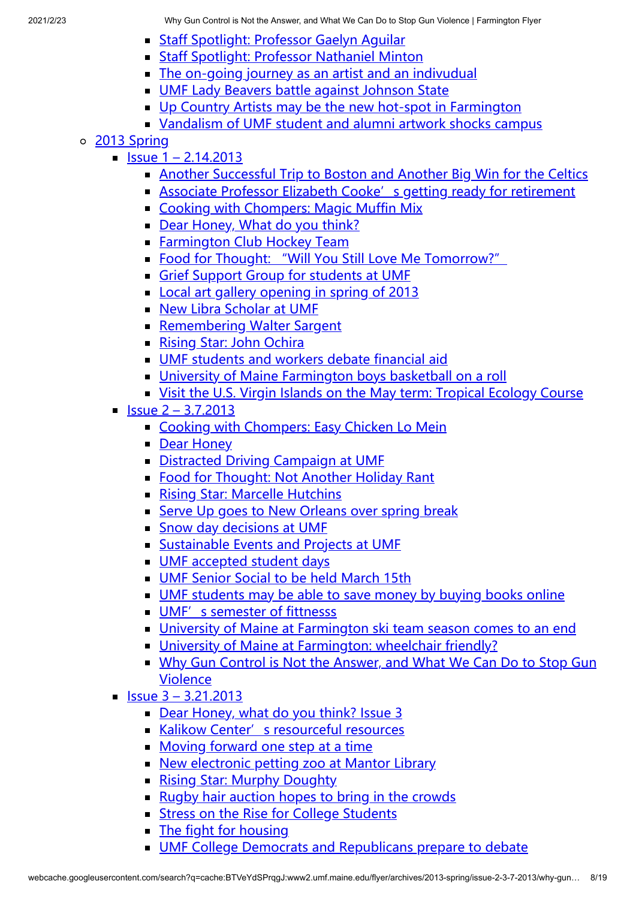- Staff Spotlight: Professor Gaelyn Aguilar
- Staff Spotlight: Professor Nathaniel Minton
- The on-going journey as an artist and an indivudual
- UMF Lady Beavers battle against Johnson State
- Up Country Artists may be the new hot-spot in Farmington
- Vandalism of UMF student and alumni artwork shocks campus

- 2013 Spring
  - Issue 1 – 2.14.2013
    - Another Successful Trip to Boston and Another Big Win for the Celtics
    - Associate Professor Elizabeth Cooke' s getting ready for retirement
    - Cooking with Chompers: Magic Muffin Mix
    - Dear Honey, What do you think?
    - Farmington Club Hockey Team
    - Food for Thought: "Will You Still Love Me Tomorrow?"
    - Grief Support Group for students at UMF
    - Local art gallery opening in spring of 2013
    - New Libra Scholar at UMF
    - Remembering Walter Sargent
    - Rising Star: John Ochira
    - UMF students and workers debate financial aid
    - University of Maine Farmington boys basketball on a roll
    - Visit the U.S. Virgin Islands on the May term: Tropical Ecology Course
  - Issue 2 – 3.7.2013
    - Cooking with Chompers: Easy Chicken Lo Mein
    - Dear Honey
    - Distracted Driving Campaign at UMF
    - Food for Thought: Not Another Holiday Rant
    - Rising Star: Marcelle Hutchins
    - Serve Up goes to New Orleans over spring break
    - Snow day decisions at UMF
    - Sustainable Events and Projects at UMF
    - UMF accepted student days
    - UMF Senior Social to be held March 15th
    - UMF students may be able to save money by buying books online
    - UMF' s semester of fittnesss
    - University of Maine at Farmington ski team season comes to an end
    - University of Maine at Farmington: wheelchair friendly?
    - Why Gun Control is Not the Answer, and What We Can Do to Stop Gun Violence
  - Issue 3 – 3.21.2013
    - Dear Honey, what do you think? Issue 3
    - Kalikow Center' s resourceful resources
    - Moving forward one step at a time
    - New electronic petting zoo at Mantor Library
    - Rising Star: Murphy Doughty
    - Rugby hair auction hopes to bring in the crowds
    - Stress on the Rise for College Students
    - The fight for housing
    - UMF College Democrats and Republicans prepare to debate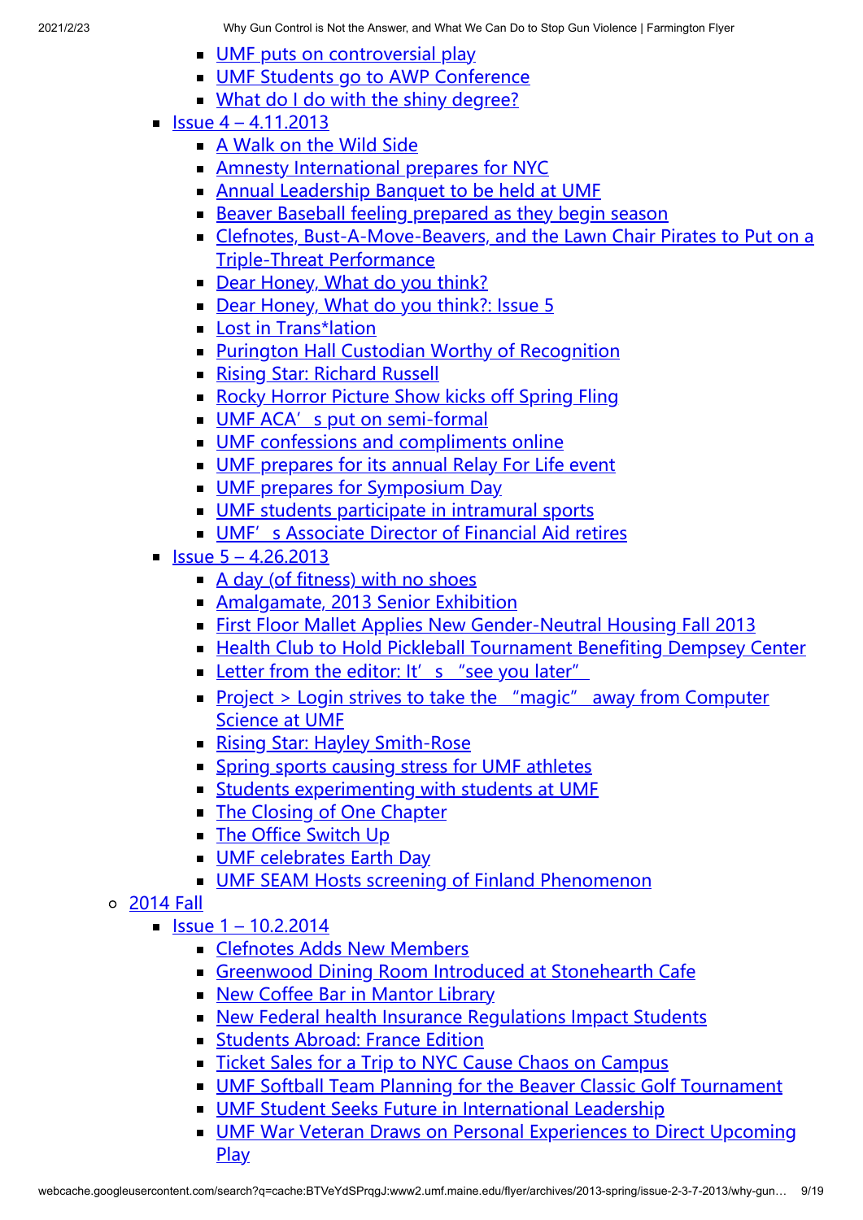- UMF puts on controversial play
- UMF Students go to AWP Conference
- What do I do with the shiny degree?
- Issue 4 – 4.11.2013
  - A Walk on the Wild Side
  - Amnesty International prepares for NYC
  - Annual Leadership Banquet to be held at UMF
  - Beaver Baseball feeling prepared as they begin season
  - Clefnotes, Bust-A-Move-Beavers, and the Lawn Chair Pirates to Put on a Triple-Threat Performance
  - Dear Honey, What do you think?
  - Dear Honey, What do you think?: Issue 5
  - Lost in Trans*lation
  - Purington Hall Custodian Worthy of Recognition
  - Rising Star: Richard Russell
  - Rocky Horror Picture Show kicks off Spring Fling
  - UMF ACA's put on semi-formal
  - UMF confessions and compliments online
  - UMF prepares for its annual Relay For Life event
  - UMF prepares for Symposium Day
  - UMF students participate in intramural sports
  - UMF's Associate Director of Financial Aid retires
- Issue 5 – 4.26.2013
  - A day (of fitness) with no shoes
  - Amalgamate, 2013 Senior Exhibition
  - First Floor Mallet Applies New Gender-Neutral Housing Fall 2013
  - Health Club to Hold Pickleball Tournament Benefiting Dempsey Center
  - Letter from the editor: It's "see you later"
  - Project > Login strives to take the "magic" away from Computer Science at UMF
  - Rising Star: Hayley Smith-Rose
  - Spring sports causing stress for UMF athletes
  - Students experimenting with students at UMF
  - The Closing of One Chapter
  - The Office Switch Up
  - UMF celebrates Earth Day
  - UMF SEAM Hosts screening of Finland Phenomenon

- 2014 Fall
  - Issue 1 – 10.2.2014
    - Clefnotes Adds New Members
    - Greenwood Dining Room Introduced at Stonehearth Cafe
    - New Coffee Bar in Mantor Library
    - New Federal health Insurance Regulations Impact Students
    - Students Abroad: France Edition
    - Ticket Sales for a Trip to NYC Cause Chaos on Campus
    - UMF Softball Team Planning for the Beaver Classic Golf Tournament
    - UMF Student Seeks Future in International Leadership
    - UMF War Veteran Draws on Personal Experiences to Direct Upcoming Play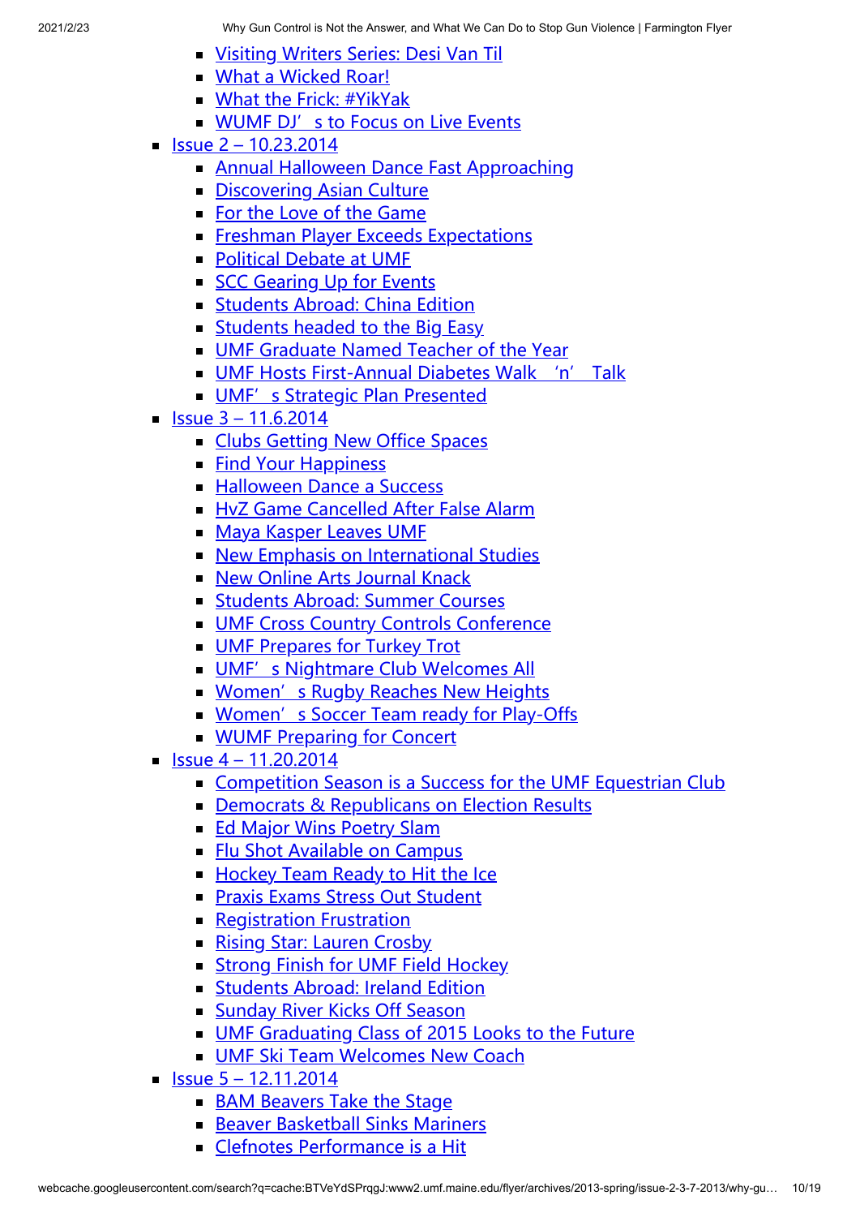- Visiting Writers Series: Desi Van Til
- What a Wicked Roar!
- What the Frick: #YikYak
- WUMF DJ's to Focus on Live Events

- Issue 2 – 10.23.2014
  - Annual Halloween Dance Fast Approaching
  - Discovering Asian Culture
  - For the Love of the Game
  - Freshman Player Exceeds Expectations
  - Political Debate at UMF
  - SCC Gearing Up for Events
  - Students Abroad: China Edition
  - Students headed to the Big Easy
  - UMF Graduate Named Teacher of the Year
  - UMF Hosts First-Annual Diabetes Walk 'n' Talk
  - UMF's Strategic Plan Presented
- Issue 3 – 11.6.2014
  - Clubs Getting New Office Spaces
  - Find Your Happiness
  - Halloween Dance a Success
  - HvZ Game Cancelled After False Alarm
  - Maya Kasper Leaves UMF
  - New Emphasis on International Studies
  - New Online Arts Journal Knack
  - Students Abroad: Summer Courses
  - UMF Cross Country Controls Conference
  - UMF Prepares for Turkey Trot
  - UMF's Nightmare Club Welcomes All
  - Women's Rugby Reaches New Heights
  - Women's Soccer Team ready for Play-Offs
  - WUMF Preparing for Concert
- Issue 4 – 11.20.2014
  - Competition Season is a Success for the UMF Equestrian Club
  - Democrats & Republicans on Election Results
  - Ed Major Wins Poetry Slam
  - Flu Shot Available on Campus
  - Hockey Team Ready to Hit the Ice
  - Praxis Exams Stress Out Student
  - Registration Frustration
  - Rising Star: Lauren Crosby
  - Strong Finish for UMF Field Hockey
  - Students Abroad: Ireland Edition
  - Sunday River Kicks Off Season
  - UMF Graduating Class of 2015 Looks to the Future
  - UMF Ski Team Welcomes New Coach
- Issue 5 – 12.11.2014
  - BAM Beavers Take the Stage
  - Beaver Basketball Sinks Mariners
  - Clefnotes Performance is a Hit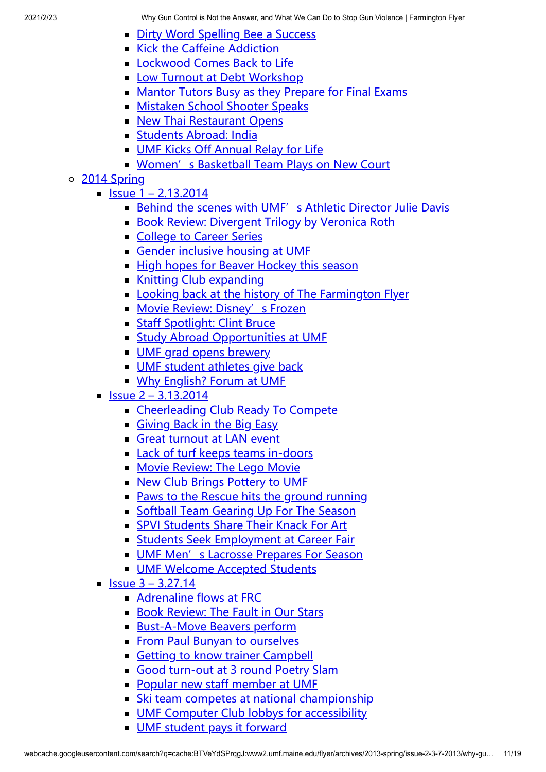- [Dirty Word Spelling Bee a Success]()
    - [Kick the Caffeine Addiction]()
    - [Lockwood Comes Back to Life]()
    - [Low Turnout at Debt Workshop]()
    - [Mantor Tutors Busy as they Prepare for Final Exams]()
    - [Mistaken School Shooter Speaks]()
    - [New Thai Restaurant Opens]()
    - [Students Abroad: India]()
    - [UMF Kicks Off Annual Relay for Life]()
    - [Women' s Basketball Team Plays on New Court]()
- [2014 Spring]()
  - [Issue 1 – 2.13.2014]()
    - [Behind the scenes with UMF' s Athletic Director Julie Davis]()
    - [Book Review: Divergent Trilogy by Veronica Roth]()
    - [College to Career Series]()
    - [Gender inclusive housing at UMF]()
    - [High hopes for Beaver Hockey this season]()
    - [Knitting Club expanding]()
    - [Looking back at the history of The Farmington Flyer]()
    - [Movie Review: Disney' s Frozen]()
    - [Staff Spotlight: Clint Bruce]()
    - [Study Abroad Opportunities at UMF]()
    - [UMF grad opens brewery]()
    - [UMF student athletes give back]()
    - [Why English? Forum at UMF]()
  - [Issue 2 – 3.13.2014]()
    - [Cheerleading Club Ready To Compete]()
    - [Giving Back in the Big Easy]()
    - [Great turnout at LAN event]()
    - [Lack of turf keeps teams in-doors]()
    - [Movie Review: The Lego Movie]()
    - [New Club Brings Pottery to UMF]()
    - [Paws to the Rescue hits the ground running]()
    - [Softball Team Gearing Up For The Season]()
    - [SPVI Students Share Their Knack For Art]()
    - [Students Seek Employment at Career Fair]()
    - [UMF Men' s Lacrosse Prepares For Season]()
    - [UMF Welcome Accepted Students]()
  - [Issue 3 – 3.27.14]()
    - [Adrenaline flows at FRC]()
    - [Book Review: The Fault in Our Stars]()
    - [Bust-A-Move Beavers perform]()
    - [From Paul Bunyan to ourselves]()
    - [Getting to know trainer Campbell]()
    - [Good turn-out at 3 round Poetry Slam]()
    - [Popular new staff member at UMF]()
    - [Ski team competes at national championship]()
    - [UMF Computer Club lobbys for accessibility]()
    - [UMF student pays it forward]()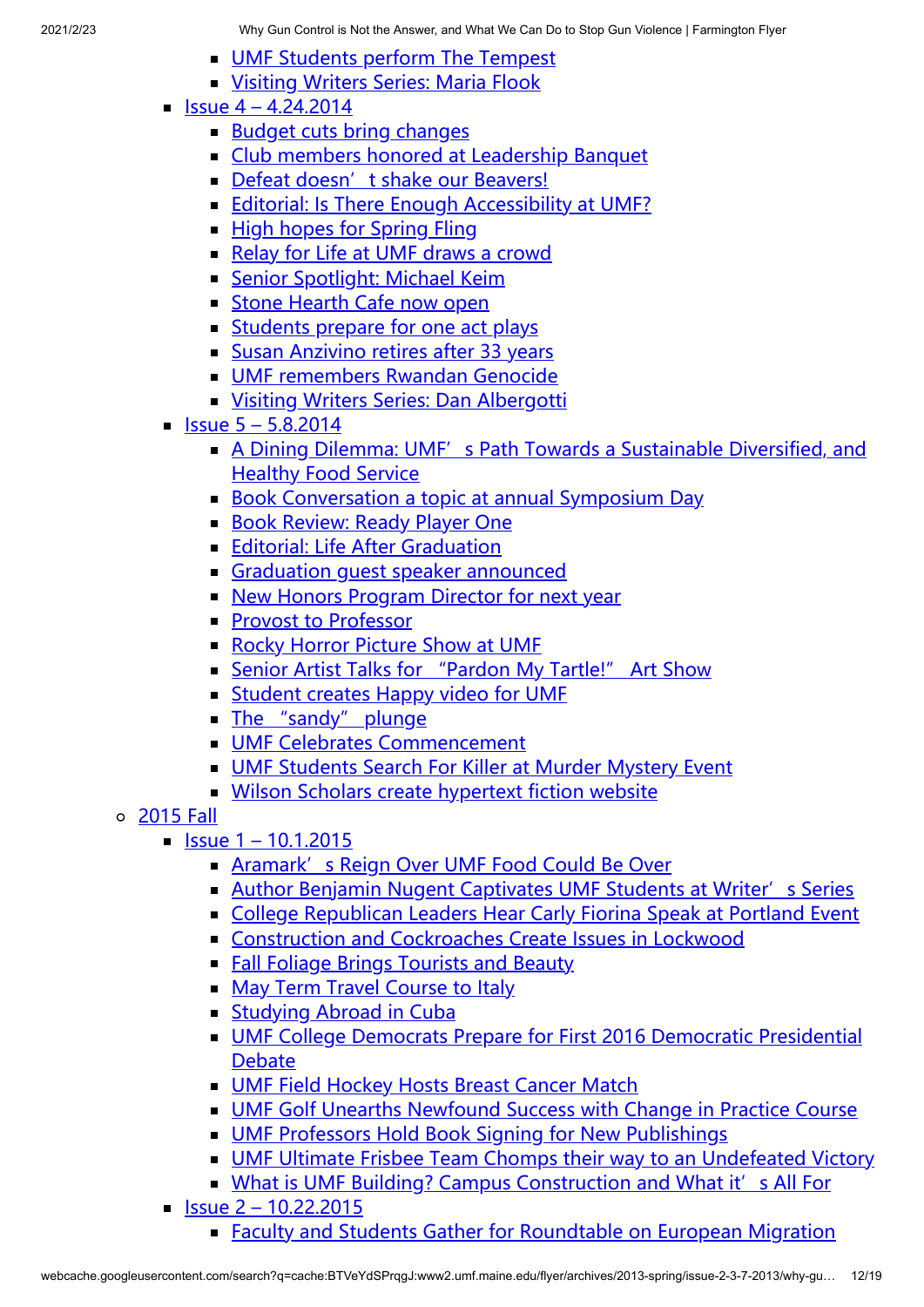- UMF Students perform The Tempest
- Visiting Writers Series: Maria Flook
- Issue 4 – 4.24.2014
  - Budget cuts bring changes
  - Club members honored at Leadership Banquet
  - Defeat doesn’t shake our Beavers!
  - Editorial: Is There Enough Accessibility at UMF?
  - High hopes for Spring Fling
  - Relay for Life at UMF draws a crowd
  - Senior Spotlight: Michael Keim
  - Stone Hearth Cafe now open
  - Students prepare for one act plays
  - Susan Anzivino retires after 33 years
  - UMF remembers Rwandan Genocide
  - Visiting Writers Series: Dan Albergotti
- Issue 5 – 5.8.2014
  - A Dining Dilemma: UMF’s Path Towards a Sustainable Diversified, and Healthy Food Service
  - Book Conversation a topic at annual Symposium Day
  - Book Review: Ready Player One
  - Editorial: Life After Graduation
  - Graduation guest speaker announced
  - New Honors Program Director for next year
  - Provost to Professor
  - Rocky Horror Picture Show at UMF
  - Senior Artist Talks for “Pardon My Tartle!” Art Show
  - Student creates Happy video for UMF
  - The “sandy” plunge
  - UMF Celebrates Commencement
  - UMF Students Search For Killer at Murder Mystery Event
  - Wilson Scholars create hypertext fiction website

- 2015 Fall
  - Issue 1 – 10.1.2015
    - Aramark’s Reign Over UMF Food Could Be Over
    - Author Benjamin Nugent Captivates UMF Students at Writer’s Series
    - College Republican Leaders Hear Carly Fiorina Speak at Portland Event
    - Construction and Cockroaches Create Issues in Lockwood
    - Fall Foliage Brings Tourists and Beauty
    - May Term Travel Course to Italy
    - Studying Abroad in Cuba
    - UMF College Democrats Prepare for First 2016 Democratic Presidential Debate
    - UMF Field Hockey Hosts Breast Cancer Match
    - UMF Golf Unearths Newfound Success with Change in Practice Course
    - UMF Professors Hold Book Signing for New Publishings
    - UMF Ultimate Frisbee Team Chomps their way to an Undefeated Victory
    - What is UMF Building? Campus Construction and What it’s All For
  - Issue 2 – 10.22.2015
    - Faculty and Students Gather for Roundtable on European Migration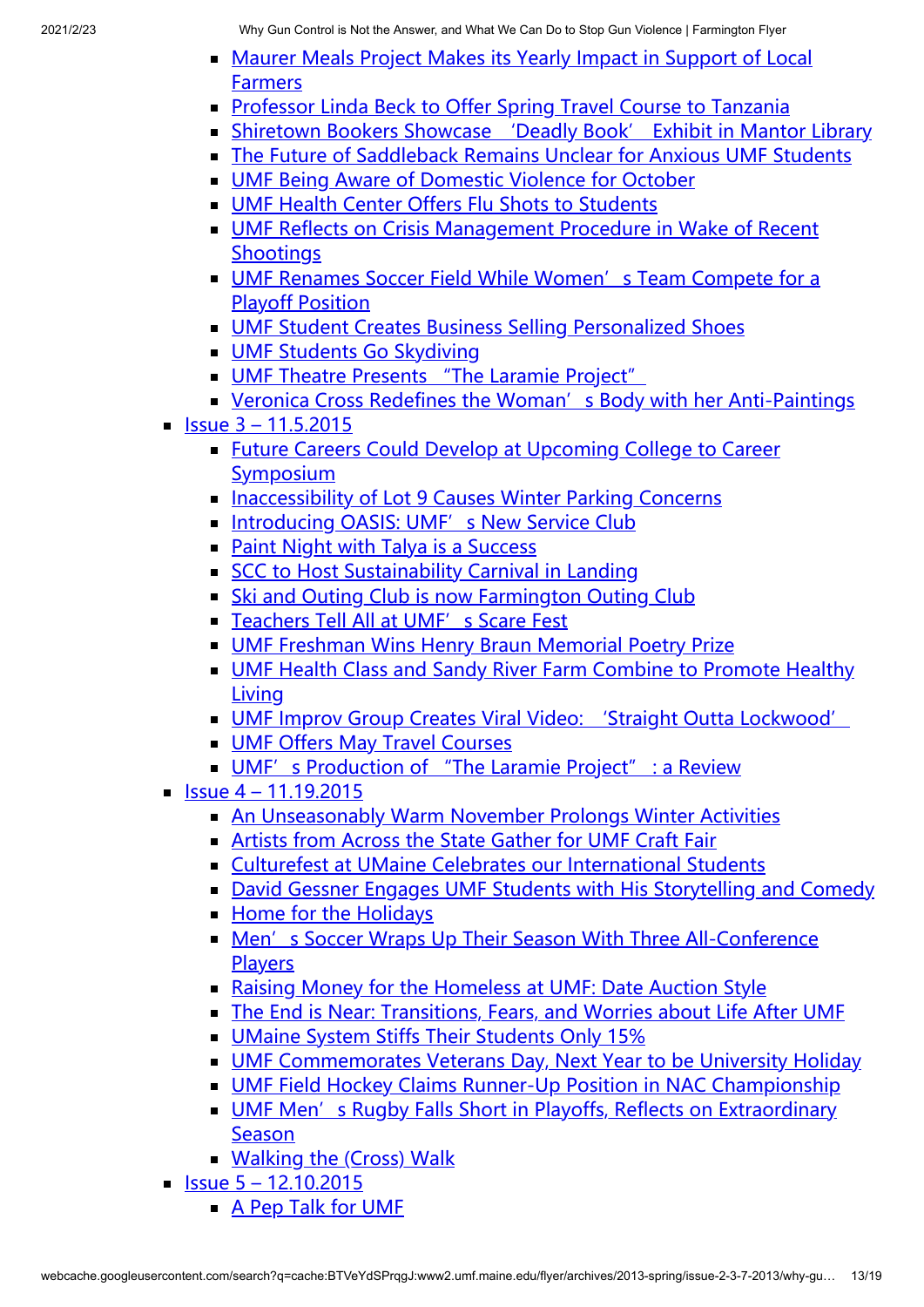- Maurer Meals Project Makes its Yearly Impact in Support of Local Farmers
- Professor Linda Beck to Offer Spring Travel Course to Tanzania
- Shiretown Bookers Showcase 'Deadly Book' Exhibit in Mantor Library
- The Future of Saddleback Remains Unclear for Anxious UMF Students
- UMF Being Aware of Domestic Violence for October
- UMF Health Center Offers Flu Shots to Students
- UMF Reflects on Crisis Management Procedure in Wake of Recent Shootings
- UMF Renames Soccer Field While Women's Team Compete for a Playoff Position
- UMF Student Creates Business Selling Personalized Shoes
- UMF Students Go Skydiving
- UMF Theatre Presents "The Laramie Project"
- Veronica Cross Redefines the Woman's Body with her Anti-Paintings

- Issue 3 – 11.5.2015
  - Future Careers Could Develop at Upcoming College to Career Symposium
  - Inaccessibility of Lot 9 Causes Winter Parking Concerns
  - Introducing OASIS: UMF's New Service Club
  - Paint Night with Talya is a Success
  - SCC to Host Sustainability Carnival in Landing
  - Ski and Outing Club is now Farmington Outing Club
  - Teachers Tell All at UMF's Scare Fest
  - UMF Freshman Wins Henry Braun Memorial Poetry Prize
  - UMF Health Class and Sandy River Farm Combine to Promote Healthy Living
  - UMF Improv Group Creates Viral Video: 'Straight Outta Lockwood'
  - UMF Offers May Travel Courses
  - UMF's Production of "The Laramie Project": a Review
- Issue 4 – 11.19.2015
  - An Unseasonably Warm November Prolongs Winter Activities
  - Artists from Across the State Gather for UMF Craft Fair
  - Culturefest at UMaine Celebrates our International Students
  - David Gessner Engages UMF Students with His Storytelling and Comedy
  - Home for the Holidays
  - Men's Soccer Wraps Up Their Season With Three All-Conference Players
  - Raising Money for the Homeless at UMF: Date Auction Style
  - The End is Near: Transitions, Fears, and Worries about Life After UMF
  - UMaine System Stiffs Their Students Only 15%
  - UMF Commemorates Veterans Day, Next Year to be University Holiday
  - UMF Field Hockey Claims Runner-Up Position in NAC Championship
  - UMF Men's Rugby Falls Short in Playoffs, Reflects on Extraordinary Season
  - Walking the (Cross) Walk
- Issue 5 – 12.10.2015
  - A Pep Talk for UMF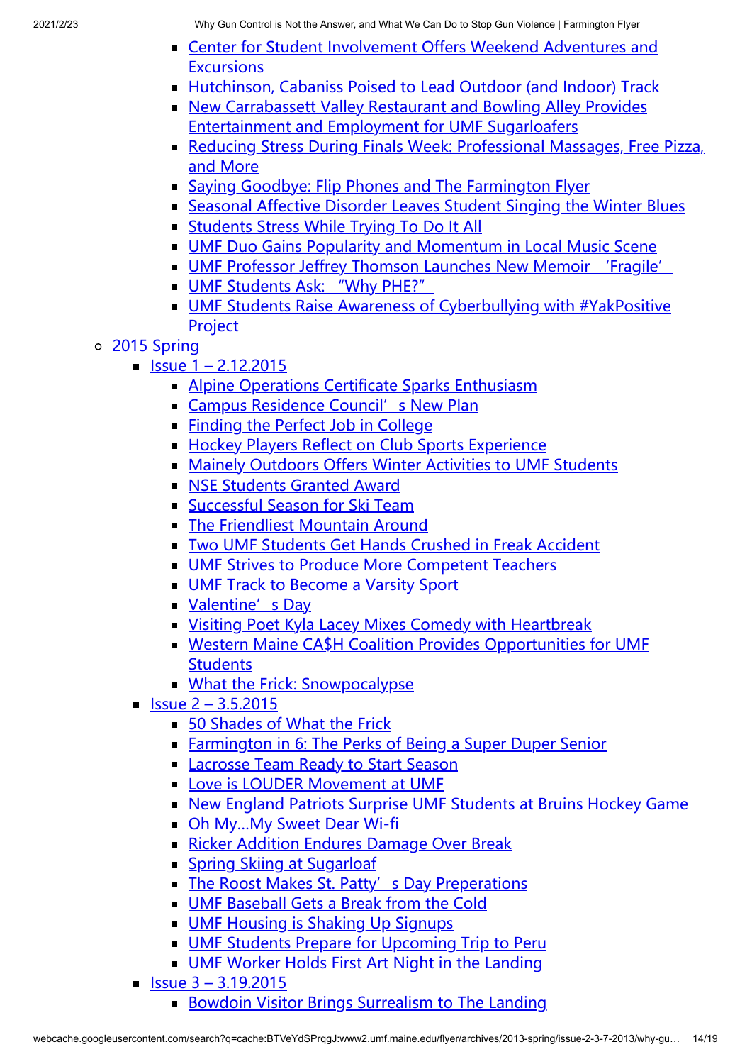- Center for Student Involvement Offers Weekend Adventures and Excursions
- Hutchinson, Cabaniss Poised to Lead Outdoor (and Indoor) Track
- New Carrabassett Valley Restaurant and Bowling Alley Provides Entertainment and Employment for UMF Sugarloafers
- Reducing Stress During Finals Week: Professional Massages, Free Pizza, and More
- Saying Goodbye: Flip Phones and The Farmington Flyer
- Seasonal Affective Disorder Leaves Student Singing the Winter Blues
- Students Stress While Trying To Do It All
- UMF Duo Gains Popularity and Momentum in Local Music Scene
- UMF Professor Jeffrey Thomson Launches New Memoir 'Fragile'
- UMF Students Ask: "Why PHE?"
- UMF Students Raise Awareness of Cyberbullying with #YakPositive Project

- 2015 Spring
  - Issue 1 – 2.12.2015
    - Alpine Operations Certificate Sparks Enthusiasm
    - Campus Residence Council' s New Plan
    - Finding the Perfect Job in College
    - Hockey Players Reflect on Club Sports Experience
    - Mainely Outdoors Offers Winter Activities to UMF Students
    - NSE Students Granted Award
    - Successful Season for Ski Team
    - The Friendliest Mountain Around
    - Two UMF Students Get Hands Crushed in Freak Accident
    - UMF Strives to Produce More Competent Teachers
    - UMF Track to Become a Varsity Sport
    - Valentine' s Day
    - Visiting Poet Kyla Lacey Mixes Comedy with Heartbreak
    - Western Maine CA$H Coalition Provides Opportunities for UMF Students
    - What the Frick: Snowpocalypse
  - Issue 2 – 3.5.2015
    - 50 Shades of What the Frick
    - Farmington in 6: The Perks of Being a Super Duper Senior
    - Lacrosse Team Ready to Start Season
    - Love is LOUDER Movement at UMF
    - New England Patriots Surprise UMF Students at Bruins Hockey Game
    - Oh My…My Sweet Dear Wi-fi
    - Ricker Addition Endures Damage Over Break
    - Spring Skiing at Sugarloaf
    - The Roost Makes St. Patty' s Day Preperations
    - UMF Baseball Gets a Break from the Cold
    - UMF Housing is Shaking Up Signups
    - UMF Students Prepare for Upcoming Trip to Peru
    - UMF Worker Holds First Art Night in the Landing
  - Issue 3 – 3.19.2015
    - Bowdoin Visitor Brings Surrealism to The Landing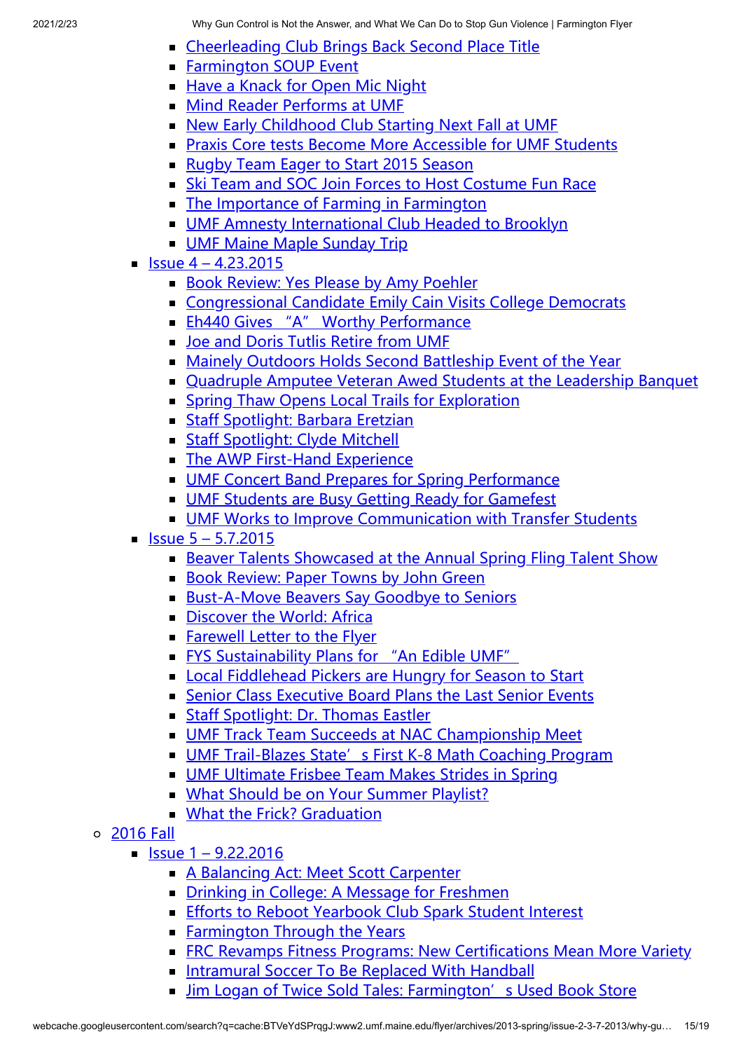- Cheerleading Club Brings Back Second Place Title
      - Farmington SOUP Event
      - Have a Knack for Open Mic Night
      - Mind Reader Performs at UMF
      - New Early Childhood Club Starting Next Fall at UMF
      - Praxis Core tests Become More Accessible for UMF Students
      - Rugby Team Eager to Start 2015 Season
      - Ski Team and SOC Join Forces to Host Costume Fun Race
      - The Importance of Farming in Farmington
      - UMF Amnesty International Club Headed to Brooklyn
      - UMF Maine Maple Sunday Trip
    - Issue 4 – 4.23.2015
      - Book Review: Yes Please by Amy Poehler
      - Congressional Candidate Emily Cain Visits College Democrats
      - Eh440 Gives "A" Worthy Performance
      - Joe and Doris Tutlis Retire from UMF
      - Mainely Outdoors Holds Second Battleship Event of the Year
      - Quadruple Amputee Veteran Awed Students at the Leadership Banquet
      - Spring Thaw Opens Local Trails for Exploration
      - Staff Spotlight: Barbara Eretzian
      - Staff Spotlight: Clyde Mitchell
      - The AWP First-Hand Experience
      - UMF Concert Band Prepares for Spring Performance
      - UMF Students are Busy Getting Ready for Gamefest
      - UMF Works to Improve Communication with Transfer Students
    - Issue 5 – 5.7.2015
      - Beaver Talents Showcased at the Annual Spring Fling Talent Show
      - Book Review: Paper Towns by John Green
      - Bust-A-Move Beavers Say Goodbye to Seniors
      - Discover the World: Africa
      - Farewell Letter to the Flyer
      - FYS Sustainability Plans for "An Edible UMF"
      - Local Fiddlehead Pickers are Hungry for Season to Start
      - Senior Class Executive Board Plans the Last Senior Events
      - Staff Spotlight: Dr. Thomas Eastler
      - UMF Track Team Succeeds at NAC Championship Meet
      - UMF Trail-Blazes State's First K-8 Math Coaching Program
      - UMF Ultimate Frisbee Team Makes Strides in Spring
      - What Should be on Your Summer Playlist?
      - What the Frick? Graduation
  - 2016 Fall
    - Issue 1 – 9.22.2016
      - A Balancing Act: Meet Scott Carpenter
      - Drinking in College: A Message for Freshmen
      - Efforts to Reboot Yearbook Club Spark Student Interest
      - Farmington Through the Years
      - FRC Revamps Fitness Programs: New Certifications Mean More Variety
      - Intramural Soccer To Be Replaced With Handball
      - Jim Logan of Twice Sold Tales: Farmington's Used Book Store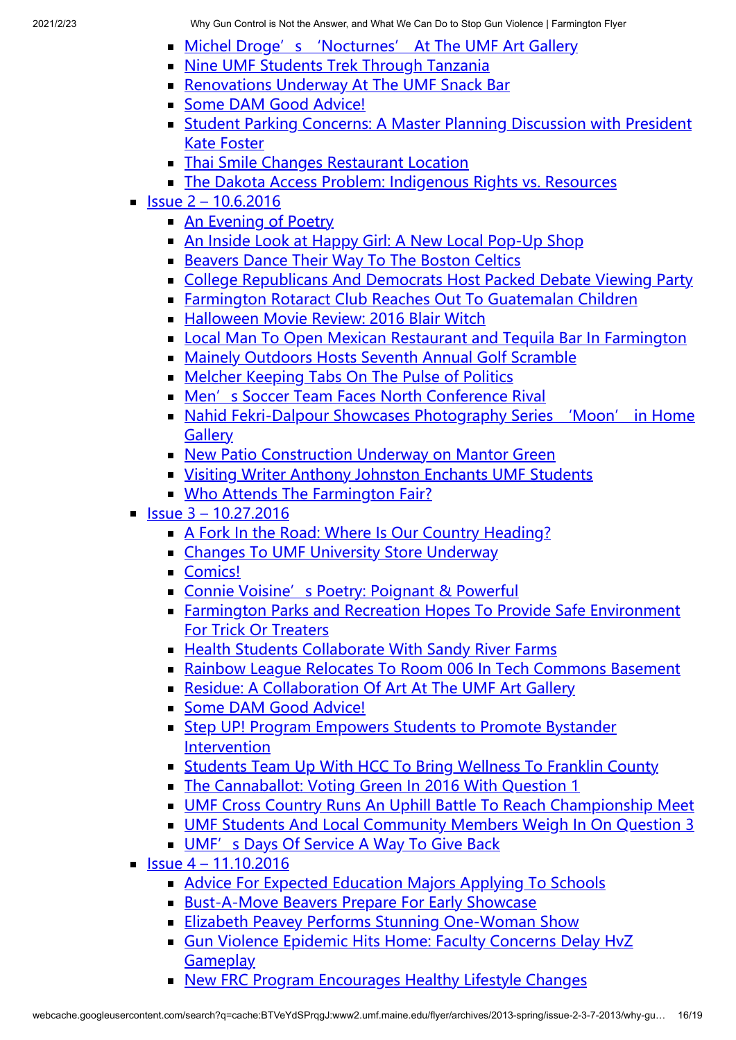- Michel Droge' s 'Nocturnes' At The UMF Art Gallery
- Nine UMF Students Trek Through Tanzania
- Renovations Underway At The UMF Snack Bar
- Some DAM Good Advice!
- Student Parking Concerns: A Master Planning Discussion with President Kate Foster
- Thai Smile Changes Restaurant Location
- The Dakota Access Problem: Indigenous Rights vs. Resources

- Issue 2 – 10.6.2016
  - An Evening of Poetry
  - An Inside Look at Happy Girl: A New Local Pop-Up Shop
  - Beavers Dance Their Way To The Boston Celtics
  - College Republicans And Democrats Host Packed Debate Viewing Party
  - Farmington Rotaract Club Reaches Out To Guatemalan Children
  - Halloween Movie Review: 2016 Blair Witch
  - Local Man To Open Mexican Restaurant and Tequila Bar In Farmington
  - Mainely Outdoors Hosts Seventh Annual Golf Scramble
  - Melcher Keeping Tabs On The Pulse of Politics
  - Men' s Soccer Team Faces North Conference Rival
  - Nahid Fekri-Dalpour Showcases Photography Series 'Moon' in Home Gallery
  - New Patio Construction Underway on Mantor Green
  - Visiting Writer Anthony Johnston Enchants UMF Students
  - Who Attends The Farmington Fair?
- Issue 3 – 10.27.2016
  - A Fork In the Road: Where Is Our Country Heading?
  - Changes To UMF University Store Underway
  - Comics!
  - Connie Voisine' s Poetry: Poignant & Powerful
  - Farmington Parks and Recreation Hopes To Provide Safe Environment For Trick Or Treaters
  - Health Students Collaborate With Sandy River Farms
  - Rainbow League Relocates To Room 006 In Tech Commons Basement
  - Residue: A Collaboration Of Art At The UMF Art Gallery
  - Some DAM Good Advice!
  - Step UP! Program Empowers Students to Promote Bystander Intervention
  - Students Team Up With HCC To Bring Wellness To Franklin County
  - The Cannaballot: Voting Green In 2016 With Question 1
  - UMF Cross Country Runs An Uphill Battle To Reach Championship Meet
  - UMF Students And Local Community Members Weigh In On Question 3
  - UMF' s Days Of Service A Way To Give Back
- Issue 4 – 11.10.2016
  - Advice For Expected Education Majors Applying To Schools
  - Bust-A-Move Beavers Prepare For Early Showcase
  - Elizabeth Peavey Performs Stunning One-Woman Show
  - Gun Violence Epidemic Hits Home: Faculty Concerns Delay HvZ Gameplay
  - New FRC Program Encourages Healthy Lifestyle Changes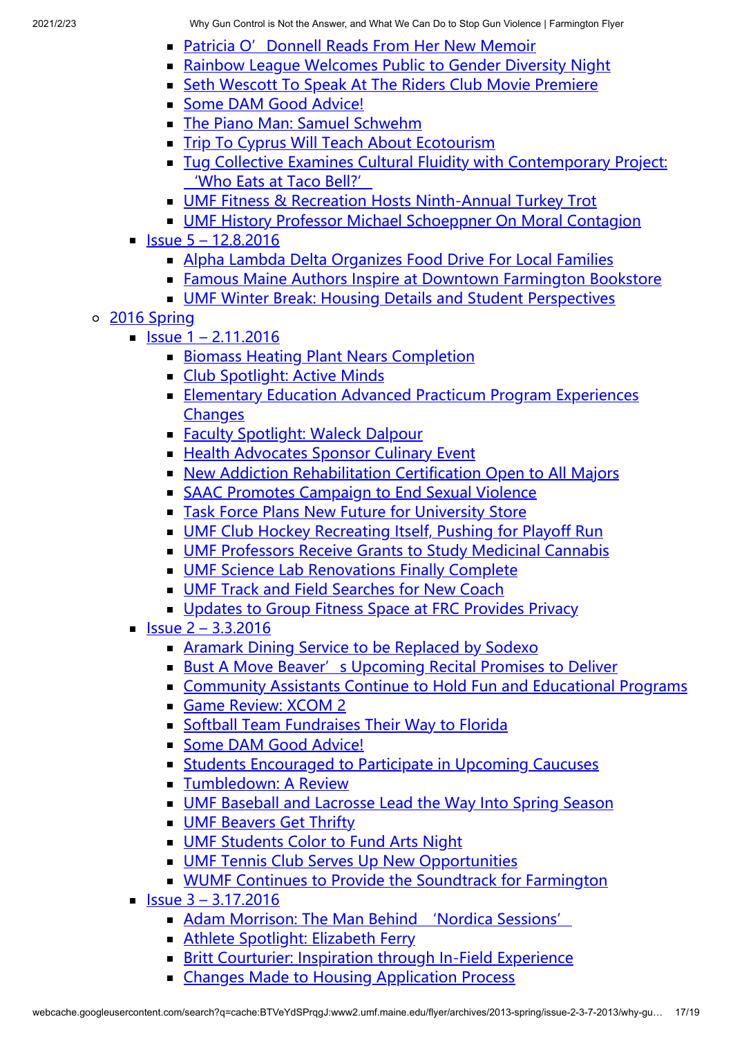- Patricia O' Donnell Reads From Her New Memoir
- Rainbow League Welcomes Public to Gender Diversity Night
- Seth Wescott To Speak At The Riders Club Movie Premiere
- Some DAM Good Advice!
- The Piano Man: Samuel Schwehm
- Trip To Cyprus Will Teach About Ecotourism
- Tug Collective Examines Cultural Fluidity with Contemporary Project: 'Who Eats at Taco Bell?'
- UMF Fitness & Recreation Hosts Ninth-Annual Turkey Trot
- UMF History Professor Michael Schoeppner On Moral Contagion

- Issue 5 – 12.8.2016
  - Alpha Lambda Delta Organizes Food Drive For Local Families
  - Famous Maine Authors Inspire at Downtown Farmington Bookstore
  - UMF Winter Break: Housing Details and Student Perspectives

- 2016 Spring
  - Issue 1 – 2.11.2016
    - Biomass Heating Plant Nears Completion
    - Club Spotlight: Active Minds
    - Elementary Education Advanced Practicum Program Experiences Changes
    - Faculty Spotlight: Waleck Dalpour
    - Health Advocates Sponsor Culinary Event
    - New Addiction Rehabilitation Certification Open to All Majors
    - SAAC Promotes Campaign to End Sexual Violence
    - Task Force Plans New Future for University Store
    - UMF Club Hockey Recreating Itself, Pushing for Playoff Run
    - UMF Professors Receive Grants to Study Medicinal Cannabis
    - UMF Science Lab Renovations Finally Complete
    - UMF Track and Field Searches for New Coach
    - Updates to Group Fitness Space at FRC Provides Privacy
  - Issue 2 – 3.3.2016
    - Aramark Dining Service to be Replaced by Sodexo
    - Bust A Move Beaver' s Upcoming Recital Promises to Deliver
    - Community Assistants Continue to Hold Fun and Educational Programs
    - Game Review: XCOM 2
    - Softball Team Fundraises Their Way to Florida
    - Some DAM Good Advice!
    - Students Encouraged to Participate in Upcoming Caucuses
    - Tumbledown: A Review
    - UMF Baseball and Lacrosse Lead the Way Into Spring Season
    - UMF Beavers Get Thrifty
    - UMF Students Color to Fund Arts Night
    - UMF Tennis Club Serves Up New Opportunities
    - WUMF Continues to Provide the Soundtrack for Farmington
  - Issue 3 – 3.17.2016
    - Adam Morrison: The Man Behind 'Nordica Sessions'
    - Athlete Spotlight: Elizabeth Ferry
    - Britt Courturier: Inspiration through In-Field Experience
    - Changes Made to Housing Application Process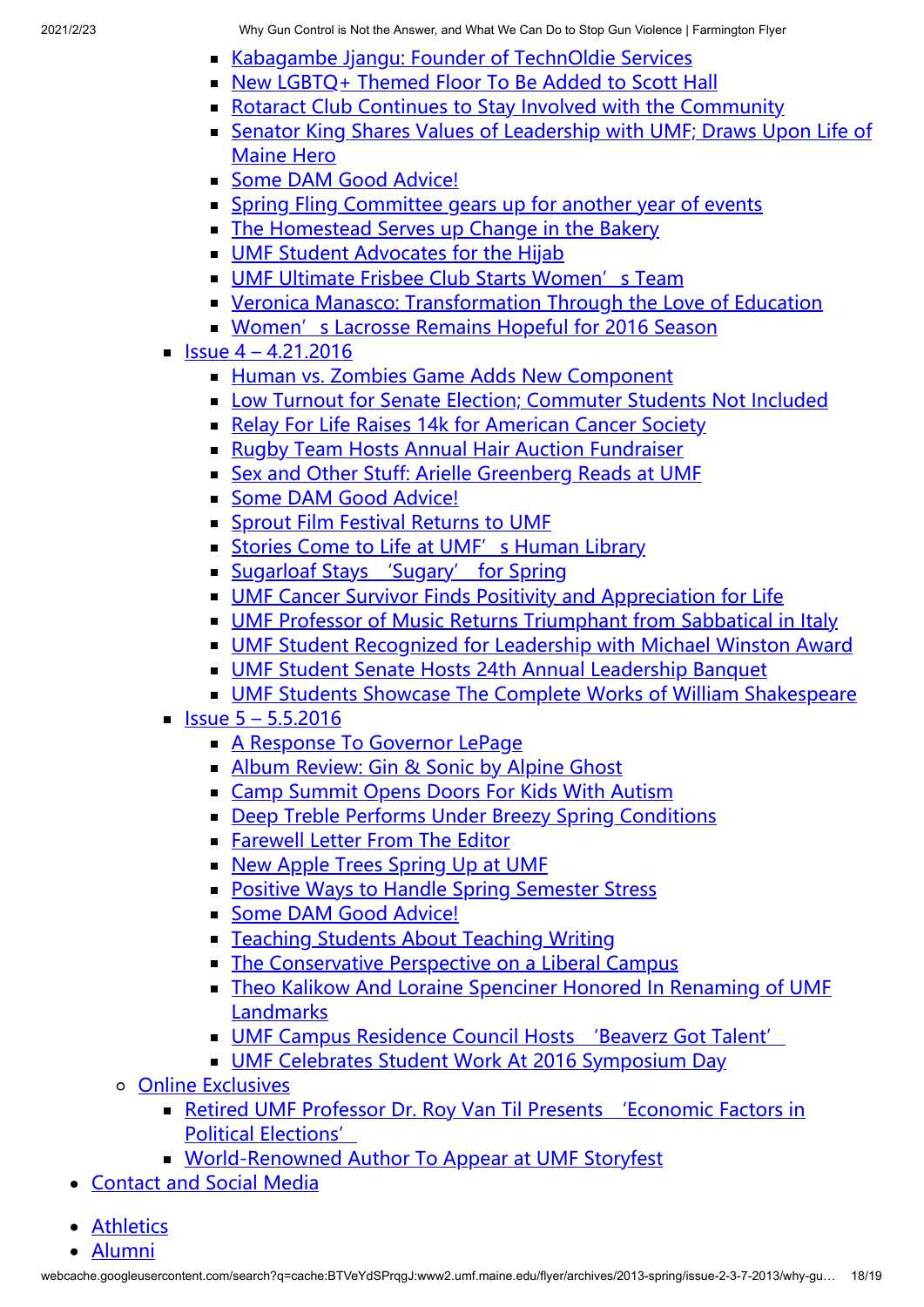- Kabagambe Jjangu: Founder of TechnOldie Services
    - New LGBTQ+ Themed Floor To Be Added to Scott Hall
    - Rotaract Club Continues to Stay Involved with the Community
    - Senator King Shares Values of Leadership with UMF; Draws Upon Life of Maine Hero
    - Some DAM Good Advice!
    - Spring Fling Committee gears up for another year of events
    - The Homestead Serves up Change in the Bakery
    - UMF Student Advocates for the Hijab
    - UMF Ultimate Frisbee Club Starts Women's Team
    - Veronica Manasco: Transformation Through the Love of Education
    - Women's Lacrosse Remains Hopeful for 2016 Season
  - Issue 4 – 4.21.2016
    - Human vs. Zombies Game Adds New Component
    - Low Turnout for Senate Election; Commuter Students Not Included
    - Relay For Life Raises 14k for American Cancer Society
    - Rugby Team Hosts Annual Hair Auction Fundraiser
    - Sex and Other Stuff: Arielle Greenberg Reads at UMF
    - Some DAM Good Advice!
    - Sprout Film Festival Returns to UMF
    - Stories Come to Life at UMF's Human Library
    - Sugarloaf Stays 'Sugary' for Spring
    - UMF Cancer Survivor Finds Positivity and Appreciation for Life
    - UMF Professor of Music Returns Triumphant from Sabbatical in Italy
    - UMF Student Recognized for Leadership with Michael Winston Award
    - UMF Student Senate Hosts 24th Annual Leadership Banquet
    - UMF Students Showcase The Complete Works of William Shakespeare
  - Issue 5 – 5.5.2016
    - A Response To Governor LePage
    - Album Review: Gin & Sonic by Alpine Ghost
    - Camp Summit Opens Doors For Kids With Autism
    - Deep Treble Performs Under Breezy Spring Conditions
    - Farewell Letter From The Editor
    - New Apple Trees Spring Up at UMF
    - Positive Ways to Handle Spring Semester Stress
    - Some DAM Good Advice!
    - Teaching Students About Teaching Writing
    - The Conservative Perspective on a Liberal Campus
    - Theo Kalikow And Loraine Spenciner Honored In Renaming of UMF Landmarks
    - UMF Campus Residence Council Hosts 'Beaverz Got Talent'
    - UMF Celebrates Student Work At 2016 Symposium Day
- Online Exclusives
  - Retired UMF Professor Dr. Roy Van Til Presents 'Economic Factors in Political Elections'
  - World-Renowned Author To Appear at UMF Storyfest

- Contact and Social Media

- Athletics
- Alumni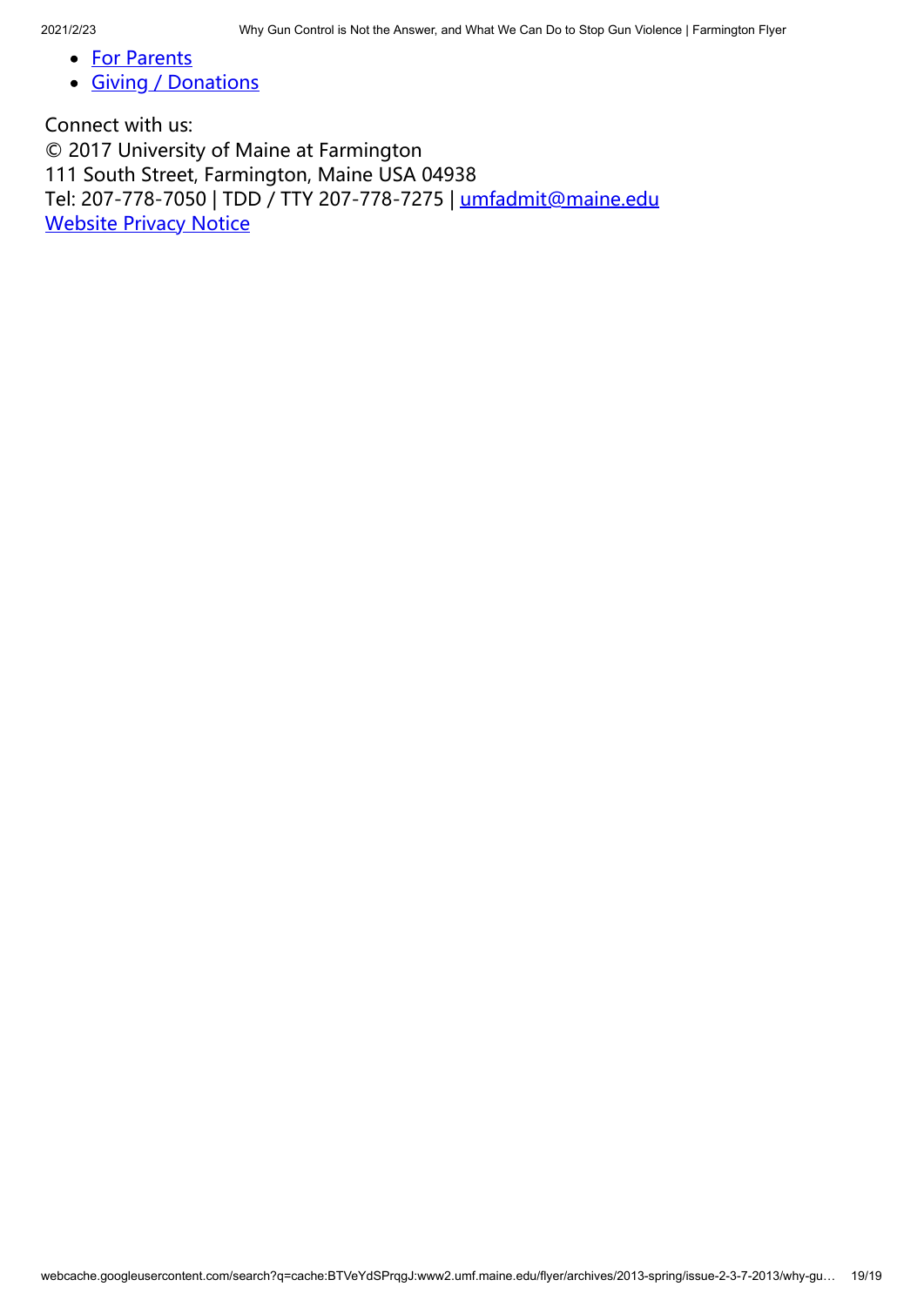- For Parents
- Giving / Donations

Connect with us:
© 2017 University of Maine at Farmington
111 South Street, Farmington, Maine USA 04938
Tel: 207-778-7050 | TDD / TTY 207-778-7275 | umfadmit@maine.edu
Website Privacy Notice